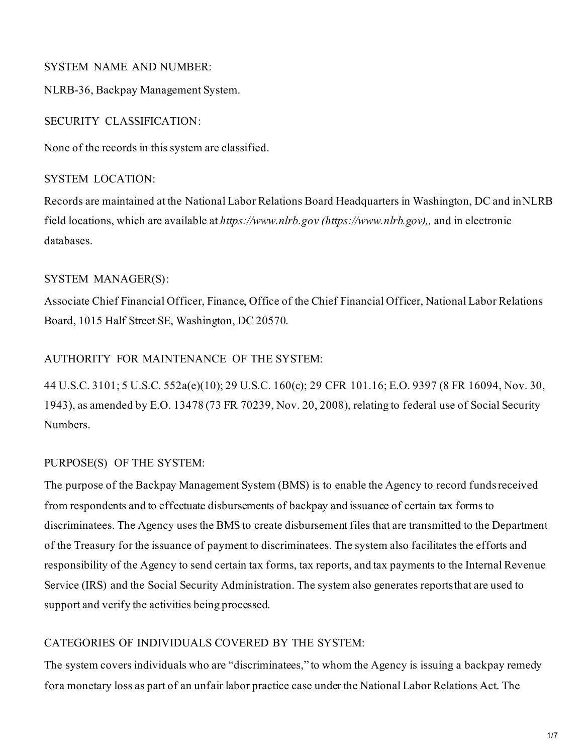## SYSTEM NAME AND NUMBER:

NLRB-36, Backpay Management System.

## SECURITY CLASSIFICATION:

None of the records in this system are classified.

## SYSTEM LOCATION:

Records are maintained at the National Labor Relations Board Headquarters in Washington, DC and in NLRB field locations, which are available at *https://www.nlrb.gov (https://www.nlrb.gov),*, and in electronic databases.

## SYSTEM MANAGER(S):

Associate Chief Financial Officer, Finance, Office of the Chief Financial Officer, National Labor Relations Board, 1015 Half Street SE, Washington, DC 20570.

## AUTHORITY FOR MAINTENANCE OF THE SYSTEM:

44 U.S.C. 3101; 5 U.S.C. 552a(e)(10); 29 U.S.C. 160(c); 29 CFR 101.16; E.O. 9397 (8 FR 16094, Nov. 30, 1943), as amended by E.O. 13478 (73 FR 70239, Nov. 20, 2008), relating to federal use of Social Security Numbers.

## PURPOSE(S) OF THE SYSTEM:

The purpose of the Backpay Management System (BMS) is to enable the Agency to record funds received from respondents and to effectuate disbursements of backpay and issuance of certain tax forms to discriminatees. The Agency uses the BMS to create disbursement files that are transmitted to the Department of the Treasury for the issuance of payment to discriminatees. The system also facilitates the efforts and responsibility of the Agency to send certain tax forms, tax reports, and tax payments to the Internal Revenue Service (IRS) and the Social Security Administration. The system also generates reports that are used to support and verify the activities being processed.

## CATEGORIES OF INDIVIDUALS COVERED BY THE SYSTEM:

The system covers individuals who are "discriminatees," to whom the Agency is issuing a backpay remedy for a monetary loss as part of an unfair labor practice case under the National Labor Relations Act. The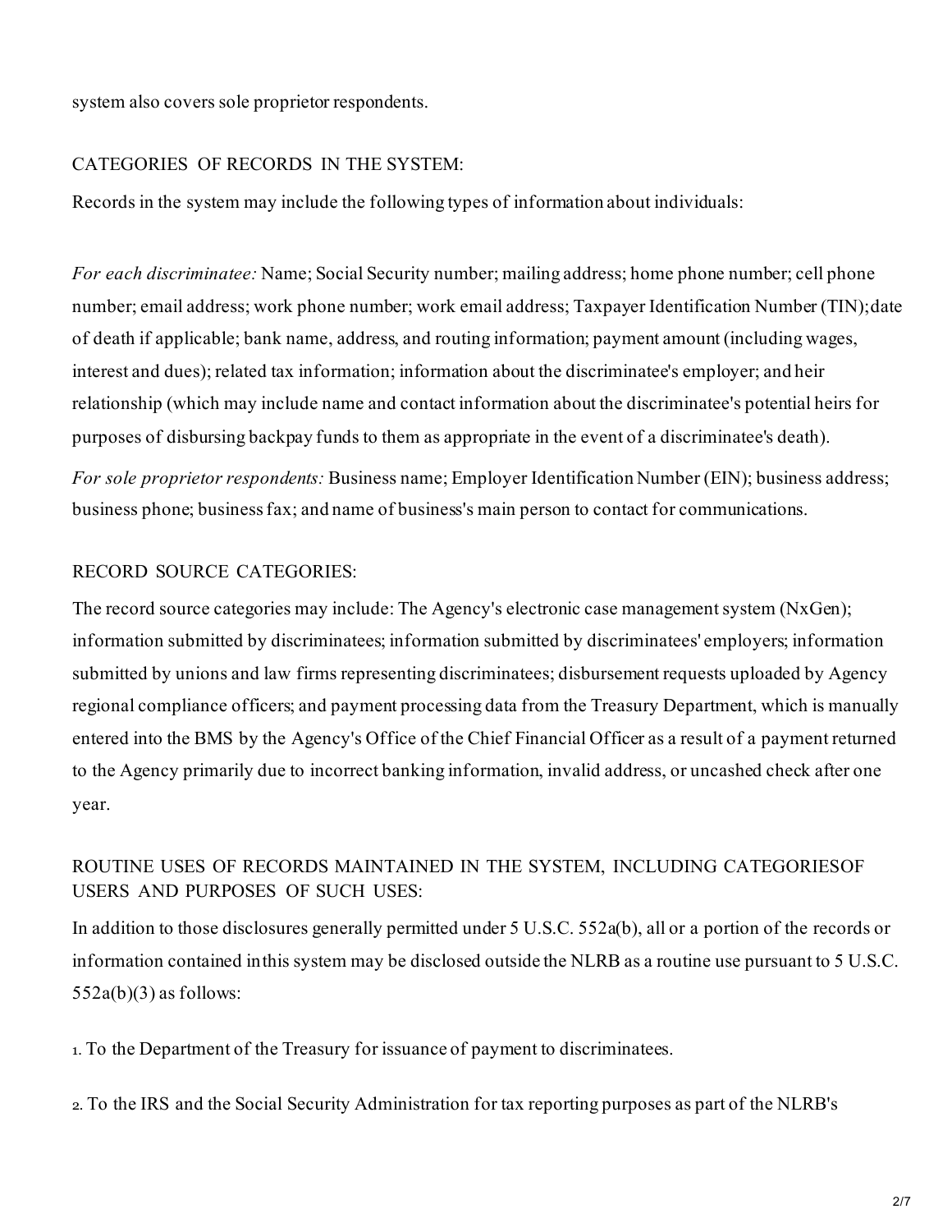system also covers sole proprietor respondents.

## CATEGORIES OF RECORDS IN THE SYSTEM:

Records in the system may include the following types of information about individuals:

*For each discriminatee:* Name; Social Security number; mailing address; home phone number; cell phone number; email address; work phone number; work email address; Taxpayer Identification Number (TIN); date of death if applicable; bank name, address, and routing information; payment amount (including wages, interest and dues); related tax information; information about the discriminatee's employer; and heir relationship (which may include name and contact information about the discriminatee's potential heirs for purposes of disbursing backpay funds to them as appropriate in the event of a discriminatee's death).

*For sole proprietor respondents:* Business name; Employer Identification Number (EIN); business address; business phone; business fax; and name of business's main person to contact for communications.

## RECORD SOURCE CATEGORIES:

The record source categories may include: The Agency's electronic case management system (NxGen); information submitted by discriminatees; information submitted by discriminatees' employers; information submitted by unions and law firms representing discriminatees; disbursement requests uploaded by Agency regional compliance officers; and payment processing data from the Treasury Department, which is manually entered into the BMS by the Agency's Office of the Chief Financial Officer as a result of a payment returned to the Agency primarily due to incorrect banking information, invalid address, or uncashed check after one year.

## ROUTINE USES OF RECORDS MAINTAINED IN THE SYSTEM, INCLUDING CATEGORIESOF USERS AND PURPOSES OF SUCH USES:

In addition to those disclosures generally permitted under 5 U.S.C. 552a(b), all or a portion of the records or information contained in this system may be disclosed outside the NLRB as a routine use pursuant to 5 U.S.C. 552a(b)(3) as follows:

1. To the Department of the Treasury for issuance of payment to discriminatees.

2. To the IRS and the Social Security Administration for tax reporting purposes as part of the NLRB's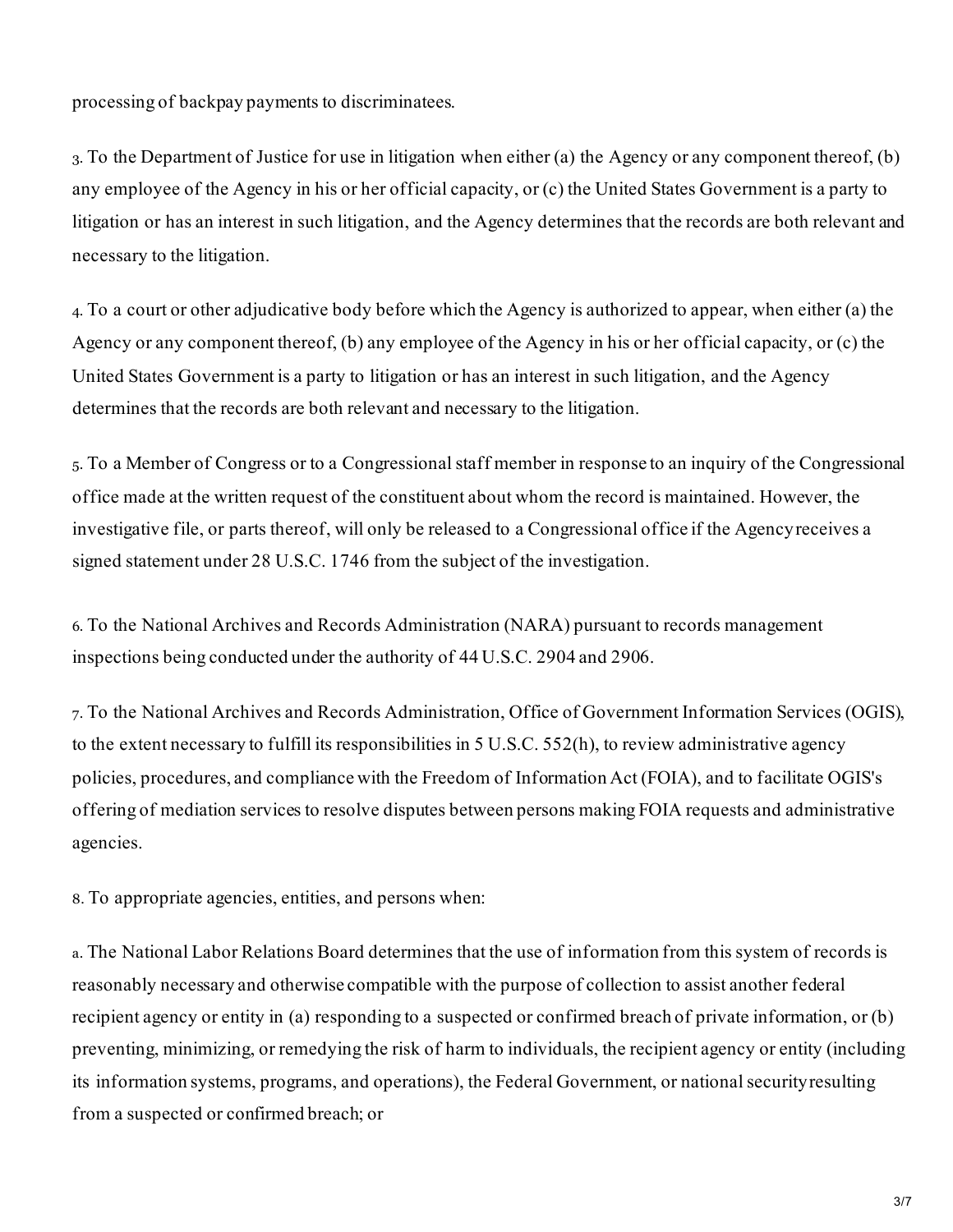processing of backpay payments to discriminatees.

3. To the Department of Justice for use in litigation when either (a) the Agency or any component thereof, (b) any employee of the Agency in his or her official capacity, or (c) the United States Government is a party to litigation or has an interest in such litigation, and the Agency determines that the records are both relevant and necessary to the litigation.

4. To a court or other adjudicative body before which the Agency is authorized to appear, when either (a) the Agency or any component thereof, (b) any employee of the Agency in his or her official capacity, or (c) the United States Government is a party to litigation or has an interest in such litigation, and the Agency determines that the records are both relevant and necessary to the litigation.

5. To a Member of Congress or to a Congressional staff member in response to an inquiry of the Congressional office made at the written request of the constituent about whom the record is maintained. However, the investigative file, or parts thereof, will only be released to a Congressional office if the Agency receives a signed statement under 28 U.S.C. 1746 from the subject of the investigation.

6. To the National Archives and Records Administration (NARA) pursuant to records management inspections being conducted under the authority of 44 U.S.C. 2904 and 2906.

7. To the National Archives and Records Administration, Office of Government Information Services (OGIS), to the extent necessary to fulfill its responsibilities in 5 U.S.C. 552(h), to review administrative agency policies, procedures, and compliance with the Freedom of Information Act (FOIA), and to facilitate OGIS's offering of mediation services to resolve disputes between persons making FOIA requests and administrative agencies.

8. To appropriate agencies, entities, and persons when:

a. The National Labor Relations Board determines that the use of information from this system of records is reasonably necessary and otherwise compatible with the purpose of collection to assist another federal recipient agency or entity in (a) responding to a suspected or confirmed breach of private information, or (b) preventing, minimizing, or remedying the risk of harm to individuals, the recipient agency or entity (including its information systems, programs, and operations), the Federal Government, or national security resulting from a suspected or confirmed breach; or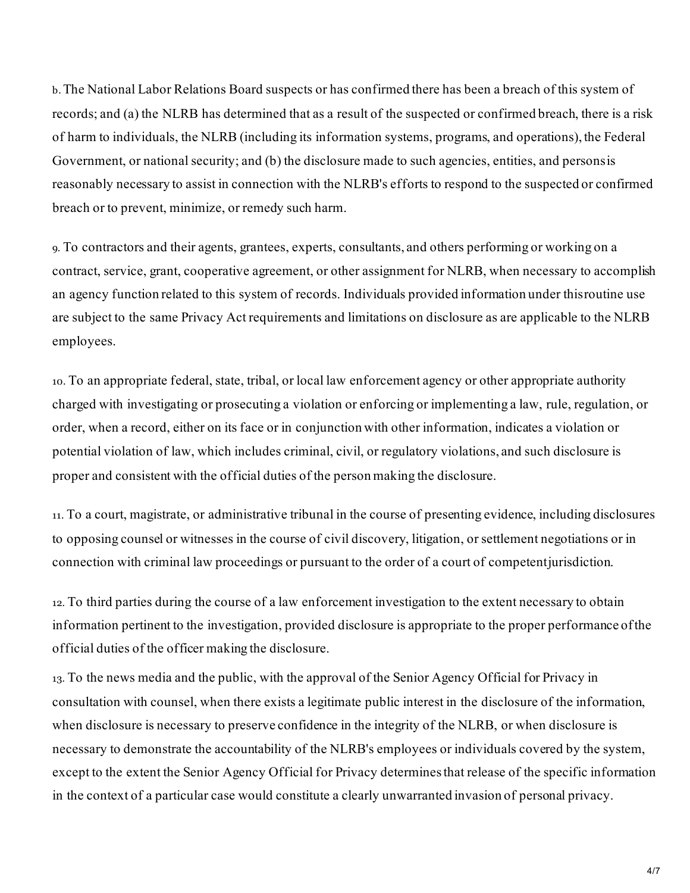b. The National Labor Relations Board suspects or has confirmed there has been a breach of this system of records; and (a) the NLRB has determined that as a result of the suspected or confirmed breach, there is a risk of harm to individuals, the NLRB (including its information systems, programs, and operations), the Federal Government, or national security; and (b) the disclosure made to such agencies, entities, and persons is reasonably necessary to assist in connection with the NLRB's efforts to respond to the suspected or confirmed breach or to prevent, minimize, or remedy such harm.

9. To contractors and their agents, grantees, experts, consultants, and others performing or working on a contract, service, grant, cooperative agreement, or other assignment for NLRB, when necessary to accomplish an agency function related to this system of records. Individuals provided information under this routine use are subject to the same Privacy Act requirements and limitations on disclosure as are applicable to the NLRB employees.

10. To an appropriate federal, state, tribal, or local law enforcement agency or other appropriate authority charged with investigating or prosecuting a violation or enforcing or implementing a law, rule, regulation, or order, when a record, either on its face or in conjunction with other information, indicates a violation or potential violation of law, which includes criminal, civil, or regulatory violations, and such disclosure is proper and consistent with the official duties of the person making the disclosure.

11. To a court, magistrate, or administrative tribunal in the course of presenting evidence, including disclosures to opposing counsel or witnesses in the course of civil discovery, litigation, or settlement negotiations or in connection with criminal law proceedings or pursuant to the order of a court of competent jurisdiction.

12. To third parties during the course of a law enforcement investigation to the extent necessary to obtain information pertinent to the investigation, provided disclosure is appropriate to the proper performance of the official duties of the officer making the disclosure.

13. To the news media and the public, with the approval of the Senior Agency Official for Privacy in consultation with counsel, when there exists a legitimate public interest in the disclosure of the information, when disclosure is necessary to preserve confidence in the integrity of the NLRB, or when disclosure is necessary to demonstrate the accountability of the NLRB's employees or individuals covered by the system, except to the extent the Senior Agency Official for Privacy determines that release of the specific information in the context of a particular case would constitute a clearly unwarranted invasion of personal privacy.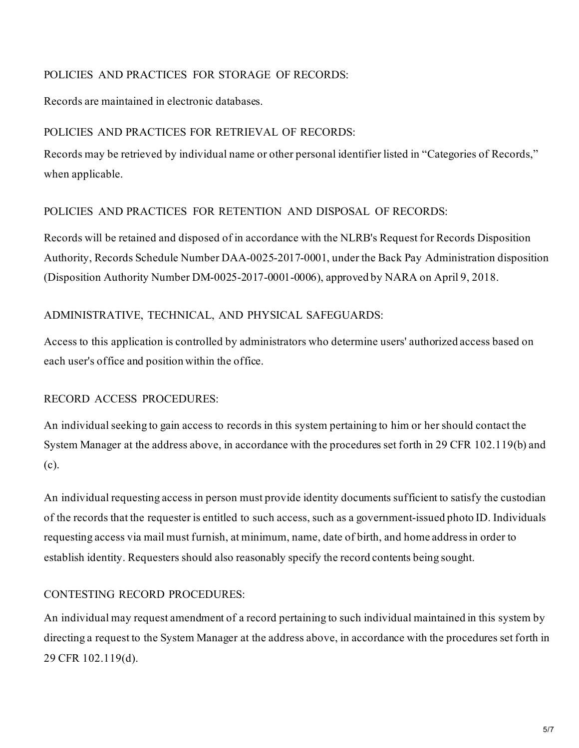## POLICIES AND PRACTICES FOR STORAGE OF RECORDS:

Records are maintained in electronic databases.

## POLICIES AND PRACTICES FOR RETRIEVAL OF RECORDS:

Records may be retrieved by individual name or other personal identifier listed in "Categories of Records," when applicable.

## POLICIES AND PRACTICES FOR RETENTION AND DISPOSAL OF RECORDS:

Records will be retained and disposed of in accordance with the NLRB's Request for Records Disposition Authority, Records Schedule Number DAA-0025-2017-0001, under the Back Pay Administration disposition (Disposition Authority Number DM-0025-2017-0001-0006), approved by NARA on April 9, 2018.

## ADMINISTRATIVE, TECHNICAL, AND PHYSICAL SAFEGUARDS:

Access to this application is controlled by administrators who determine users' authorized access based on each user's office and position within the office.

## RECORD ACCESS PROCEDURES:

An individual seeking to gain access to records in this system pertaining to him or her should contact the System Manager at the address above, in accordance with the procedures set forth in 29 CFR 102.119(b) and (c).

An individual requesting access in person must provide identity documents sufficient to satisfy the custodian of the records that the requester is entitled to such access, such as a government-issued photo ID. Individuals requesting access via mail must furnish, at minimum, name, date of birth, and home address in order to establish identity. Requesters should also reasonably specify the record contents being sought.

## CONTESTING RECORD PROCEDURES:

An individual may request amendment of a record pertaining to such individual maintained in this system by directing a request to the System Manager at the address above, in accordance with the procedures set forth in 29 CFR 102.119(d).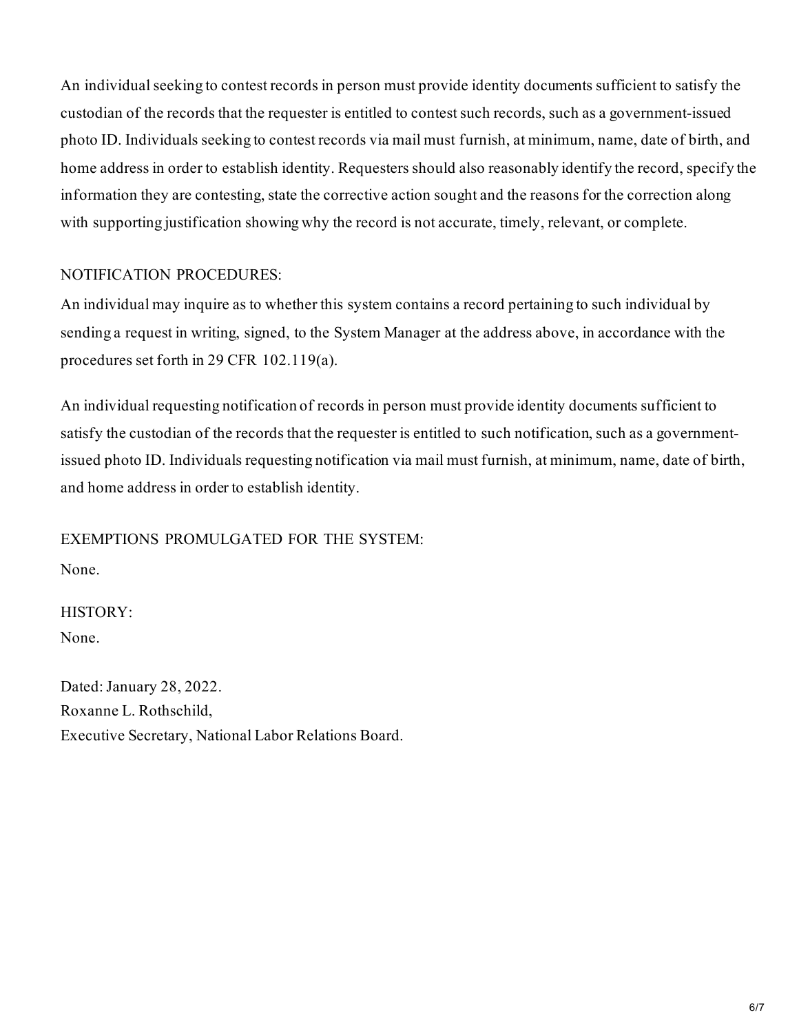An individual seeking to contest records in person must provide identity documents sufficient to satisfy the custodian of the records that the requester is entitled to contest such records, such as a government-issued photo ID. Individuals seeking to contest records via mail must furnish, at minimum, name, date of birth, and home address in order to establish identity. Requesters should also reasonably identify the record, specify the information they are contesting, state the corrective action sought and the reasons for the correction along with supporting justification showing why the record is not accurate, timely, relevant, or complete.

NOTIFICATION PROCEDURES:

An individual may inquire as to whether this system contains a record pertaining to such individual by sending a request in writing, signed, to the System Manager at the address above, in accordance with the procedures set forth in 29 CFR 102.119(a).

An individual requesting notification of records in person must provide identity documents sufficient to satisfy the custodian of the records that the requester is entitled to such notification, such as a government-issued photo ID. Individuals requesting notification via mail must furnish, at minimum, name, date of birth, and home address in order to establish identity.

EXEMPTIONS PROMULGATED FOR THE SYSTEM:

None.

HISTORY:

None.

Dated: January 28, 2022.
Roxanne L. Rothschild,
Executive Secretary, National Labor Relations Board.